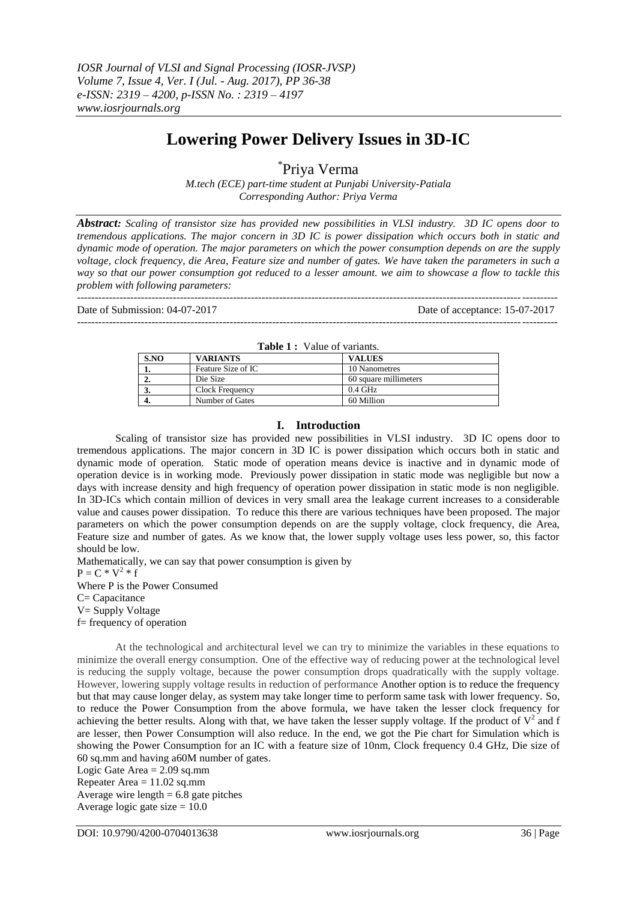*IOSR Journal of VLSI and Signal Processing (IOSR-JVSP)*
*Volume 7, Issue 4, Ver. I (Jul. - Aug. 2017), PP 36-38*
*e-ISSN: 2319 – 4200, p-ISSN No. : 2319 – 4197*
*www.iosrjournals.org*

# Lowering Power Delivery Issues in 3D-IC

*Priya Verma

*M.tech (ECE) part-time student at Punjabi University-Patiala*
*Corresponding Author: Priya Verma*

***Abstract:** Scaling of transistor size has provided new possibilities in VLSI industry. 3D IC opens door to tremendous applications. The major concern in 3D IC is power dissipation which occurs both in static and dynamic mode of operation. The major parameters on which the power consumption depends on are the supply voltage, clock frequency, die Area, Feature size and number of gates. We have taken the parameters in such a way so that our power consumption got reduced to a lesser amount. we aim to showcase a flow to tackle this problem with following parameters:*

---

Date of Submission: 04-07-2017 Date of acceptance: 15-07-2017

---

**Table 1 :** Value of variants.

| S.NO | VARIANTS | VALUES |
|---|---|---|
| 1. | Feature Size of IC | 10 Nanometres |
| 2. | Die Size | 60 square millimeters |
| 3. | Clock Frequency | 0.4 GHz |
| 4. | Number of Gates | 60 Million |

## I. Introduction

Scaling of transistor size has provided new possibilities in VLSI industry. 3D IC opens door to tremendous applications. The major concern in 3D IC is power dissipation which occurs both in static and dynamic mode of operation. Static mode of operation means device is inactive and in dynamic mode of operation device is in working mode. Previously power dissipation in static mode was negligible but now a days with increase density and high frequency of operation power dissipation in static mode is non negligible. In 3D-ICs which contain million of devices in very small area the leakage current increases to a considerable value and causes power dissipation. To reduce this there are various techniques have been proposed. The major parameters on which the power consumption depends on are the supply voltage, clock frequency, die Area, Feature size and number of gates. As we know that, the lower supply voltage uses less power, so, this factor should be low.

Mathematically, we can say that power consumption is given by

$P = C * V^2 * f$

Where P is the Power Consumed

C= Capacitance

V= Supply Voltage

f= frequency of operation

At the technological and architectural level we can try to minimize the variables in these equations to minimize the overall energy consumption. One of the effective way of reducing power at the technological level is reducing the supply voltage, because the power consumption drops quadratically with the supply voltage. However, lowering supply voltage results in reduction of performance Another option is to reduce the frequency but that may cause longer delay, as system may take longer time to perform same task with lower frequency. So, to reduce the Power Consumption from the above formula, we have taken the lesser clock frequency for achieving the better results. Along with that, we have taken the lesser supply voltage. If the product of $V^2$ and f are lesser, then Power Consumption will also reduce. In the end, we got the Pie chart for Simulation which is showing the Power Consumption for an IC with a feature size of 10nm, Clock frequency 0.4 GHz, Die size of 60 sq.mm and having a60M number of gates.

Logic Gate Area = 2.09 sq.mm

Repeater Area = 11.02 sq.mm

Average wire length = 6.8 gate pitches

Average logic gate size = 10.0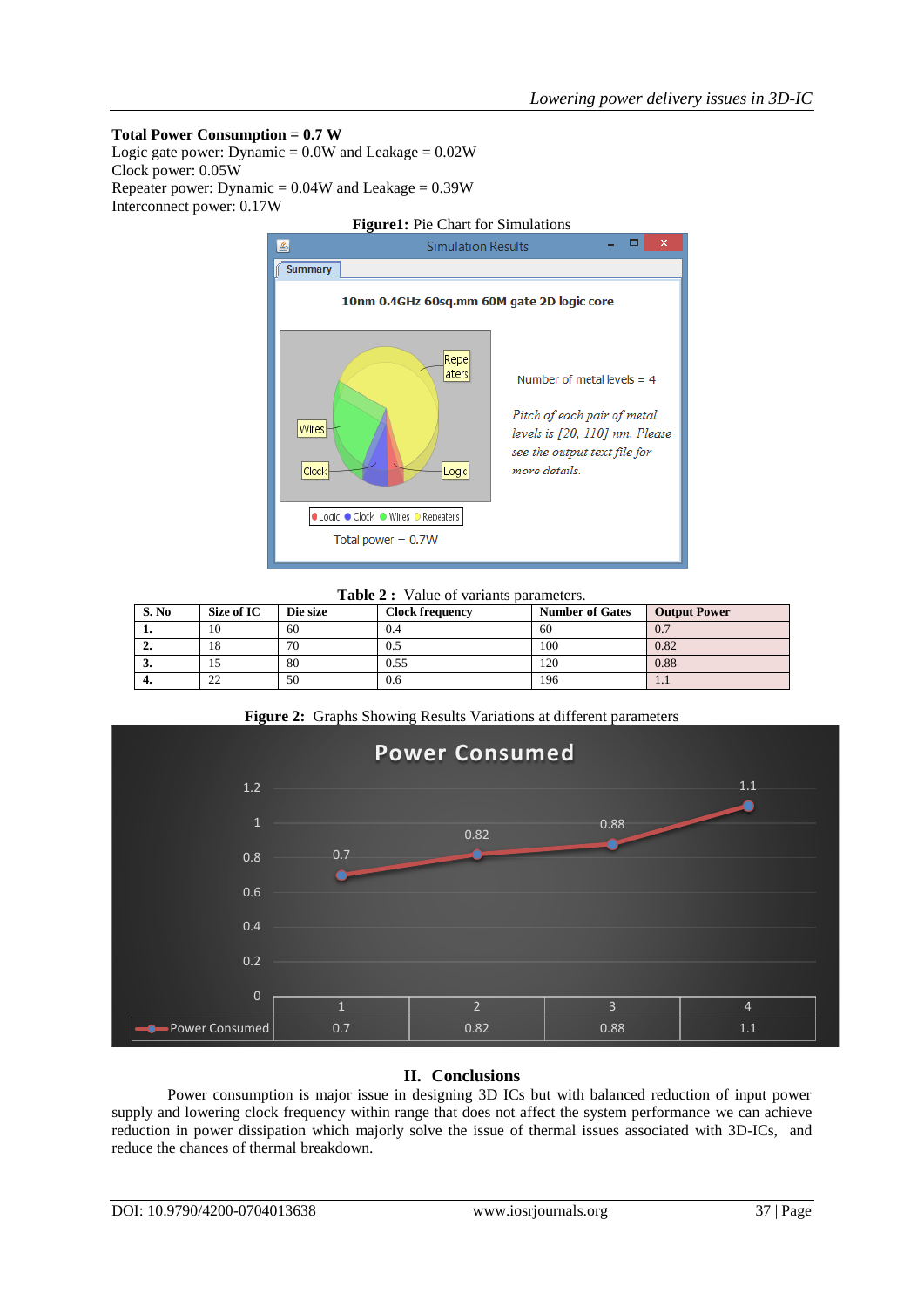**Total Power Consumption = 0.7 W**
Logic gate power: Dynamic = 0.0W and Leakage = 0.02W
Clock power: 0.05W
Repeater power: Dynamic = 0.04W and Leakage = 0.39W
Interconnect power: 0.17W

**Figure1:** Pie Chart for Simulations

**Table 2 :** Value of variants parameters.

| S. No | Size of IC | Die size | Clock frequency | Number of Gates | Output Power |
|---|---|---|---|---|---|
| **1.** | 10 | 60 | 0.4 | 60 | 0.7 |
| **2.** | 18 | 70 | 0.5 | 100 | 0.82 |
| **3.** | 15 | 80 | 0.55 | 120 | 0.88 |
| **4.** | 22 | 50 | 0.6 | 196 | 1.1 |

**Figure 2:** Graphs Showing Results Variations at different parameters

## II. Conclusions

Power consumption is major issue in designing 3D ICs but with balanced reduction of input power supply and lowering clock frequency within range that does not affect the system performance we can achieve reduction in power dissipation which majorly solve the issue of thermal issues associated with 3D-ICs, and reduce the chances of thermal breakdown.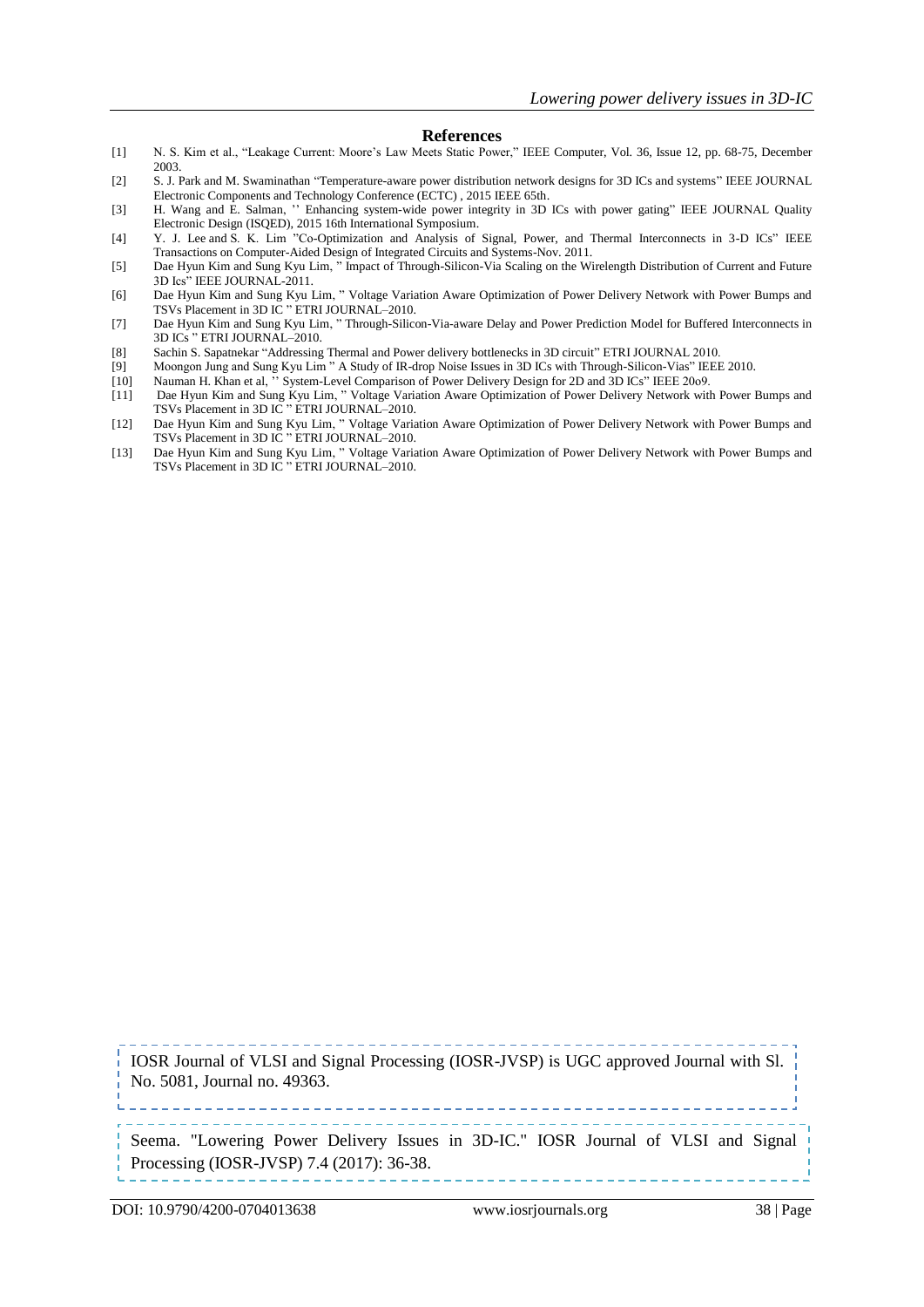## References

[1] N. S. Kim et al., "Leakage Current: Moore's Law Meets Static Power," IEEE Computer, Vol. 36, Issue 12, pp. 68-75, December 2003.

[2] S. J. Park and M. Swaminathan "Temperature-aware power distribution network designs for 3D ICs and systems" IEEE JOURNAL Electronic Components and Technology Conference (ECTC) , 2015 IEEE 65th.

[3] H. Wang and E. Salman, '' Enhancing system-wide power integrity in 3D ICs with power gating" IEEE JOURNAL Quality Electronic Design (ISQED), 2015 16th International Symposium.

[4] Y. J. Lee and S. K. Lim "Co-Optimization and Analysis of Signal, Power, and Thermal Interconnects in 3-D ICs" IEEE Transactions on Computer-Aided Design of Integrated Circuits and Systems-Nov. 2011.

[5] Dae Hyun Kim and Sung Kyu Lim, " Impact of Through-Silicon-Via Scaling on the Wirelength Distribution of Current and Future 3D Ics" IEEE JOURNAL-2011.

[6] Dae Hyun Kim and Sung Kyu Lim, " Voltage Variation Aware Optimization of Power Delivery Network with Power Bumps and TSVs Placement in 3D IC " ETRI JOURNAL–2010.

[7] Dae Hyun Kim and Sung Kyu Lim, " Through-Silicon-Via-aware Delay and Power Prediction Model for Buffered Interconnects in 3D ICs " ETRI JOURNAL–2010.

[8] Sachin S. Sapatnekar "Addressing Thermal and Power delivery bottlenecks in 3D circuit" ETRI JOURNAL 2010.

[9] Moongon Jung and Sung Kyu Lim " A Study of IR-drop Noise Issues in 3D ICs with Through-Silicon-Vias" IEEE 2010.

[10] Nauman H. Khan et al, '' System-Level Comparison of Power Delivery Design for 2D and 3D ICs" IEEE 20o9.

[11] Dae Hyun Kim and Sung Kyu Lim, " Voltage Variation Aware Optimization of Power Delivery Network with Power Bumps and TSVs Placement in 3D IC " ETRI JOURNAL–2010.

[12] Dae Hyun Kim and Sung Kyu Lim, " Voltage Variation Aware Optimization of Power Delivery Network with Power Bumps and TSVs Placement in 3D IC " ETRI JOURNAL–2010.

[13] Dae Hyun Kim and Sung Kyu Lim, " Voltage Variation Aware Optimization of Power Delivery Network with Power Bumps and TSVs Placement in 3D IC " ETRI JOURNAL–2010.

IOSR Journal of VLSI and Signal Processing (IOSR-JVSP) is UGC approved Journal with Sl. No. 5081, Journal no. 49363.

Seema. "Lowering Power Delivery Issues in 3D-IC." IOSR Journal of VLSI and Signal Processing (IOSR-JVSP) 7.4 (2017): 36-38.